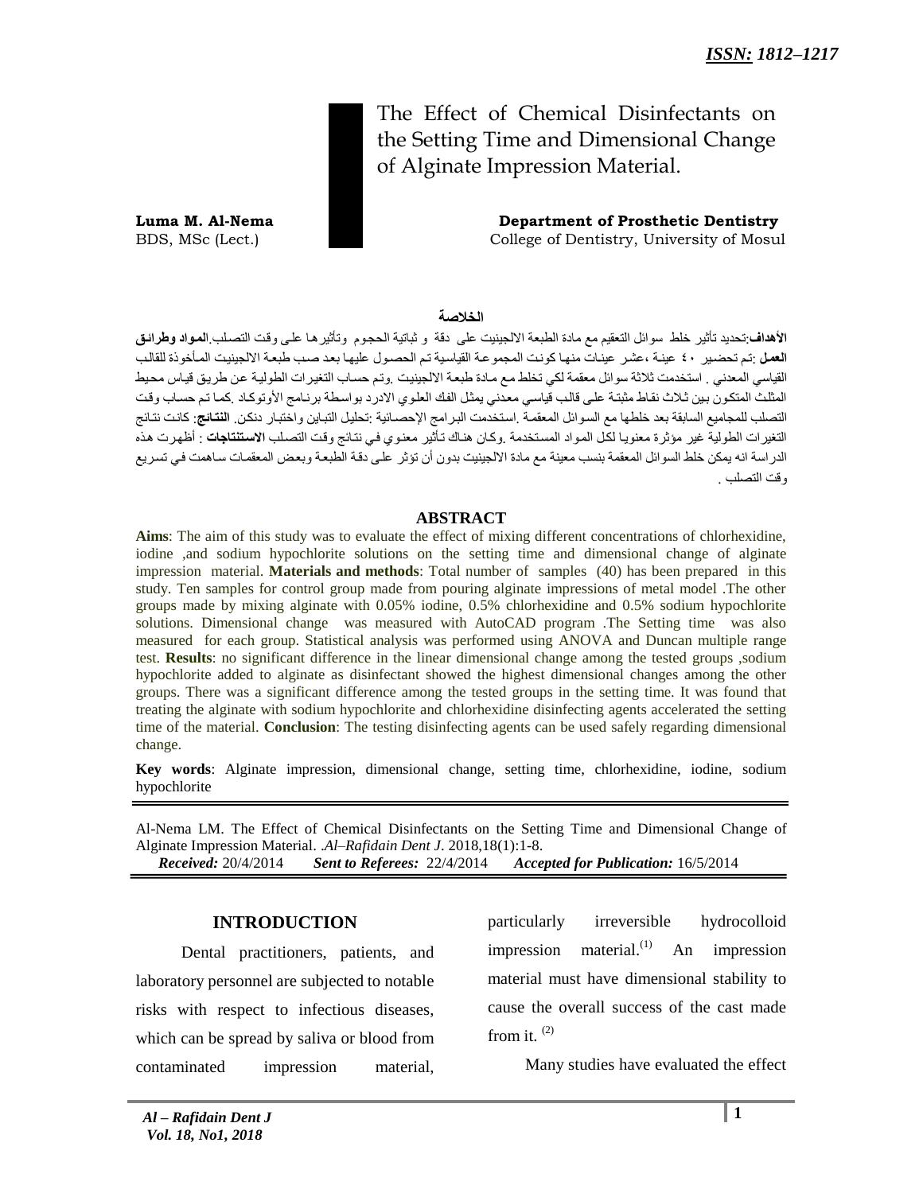*ISSN: 1812–1217*

# The Effect of Chemical Disinfectants on the Setting Time and Dimensional Change of Alginate Impression Material.

**Luma M. Al-Nema**
BDS, MSc (Lect.)

**Department of Prosthetic Dentistry**
College of Dentistry, University of Mosul

## الخلاصة

**الأهداف**:تحديد تأثير خلط سوائل التعقيم مع مادة الطبعة الالجينيت على دقة و ثباتية الحجوم وتأثيرها على وقت التصلب.**المواد وطرائق العمل** :تم تحضير ٤٠ عينة ،عشر عينات منها كونت المجموعة القياسية تم الحصول عليها بعد صب طبعة الالجينيت المأخوذة للقالب القياسي المعدني . استخدمت ثلاثة سوائل معقمة لكي تخلط مع مادة طبعة الالجينيت .وتم حساب التغيرات الطولية عن طريق قياس محيط المثلث المتكون بين ثلاث نقاط مثبتة على قالب قياسي معدني يمثل الفك العلوي الادرد بواسطة برنامج الأوتوكاد .كما تم حساب وقت التصلب للمجاميع السابقة بعد خلطها مع السوائل المعقمة .استخدمت البرامج الإحصائية :تحليل التباين واختبار دنكن. **النتائج**: كانت نتائج التغيرات الطولية غير مؤثرة معنويا لكل المواد المستخدمة .وكان هناك تأثير معنوي في نتائج وقت التصلب **الاستنتاجات** : أظهرت هذه الدراسة انه يمكن خلط السوائل المعقمة بنسب معينة مع مادة الالجينيت بدون أن تؤثر على دقة الطبعة وبعض المعقمات ساهمت في تسريع وقت التصلب .

## ABSTRACT

**Aims**: The aim of this study was to evaluate the effect of mixing different concentrations of chlorhexidine, iodine ,and sodium hypochlorite solutions on the setting time and dimensional change of alginate impression material. **Materials and methods**: Total number of samples (40) has been prepared in this study. Ten samples for control group made from pouring alginate impressions of metal model .The other groups made by mixing alginate with 0.05% iodine, 0.5% chlorhexidine and 0.5% sodium hypochlorite solutions. Dimensional change was measured with AutoCAD program .The Setting time was also measured for each group. Statistical analysis was performed using ANOVA and Duncan multiple range test. **Results**: no significant difference in the linear dimensional change among the tested groups ,sodium hypochlorite added to alginate as disinfectant showed the highest dimensional changes among the other groups. There was a significant difference among the tested groups in the setting time. It was found that treating the alginate with sodium hypochlorite and chlorhexidine disinfecting agents accelerated the setting time of the material. **Conclusion**: The testing disinfecting agents can be used safely regarding dimensional change.

**Key words**: Alginate impression, dimensional change, setting time, chlorhexidine, iodine, sodium hypochlorite

Al-Nema LM. The Effect of Chemical Disinfectants on the Setting Time and Dimensional Change of Alginate Impression Material. *.Al–Rafidain Dent J*. 2018,18(1):1-8.
***Received:*** 20/4/2014 ***Sent to Referees:*** 22/4/2014 ***Accepted for Publication:*** 16/5/2014

## INTRODUCTION

Dental practitioners, patients, and laboratory personnel are subjected to notable risks with respect to infectious diseases, which can be spread by saliva or blood from contaminated impression material, particularly irreversible hydrocolloid impression material.[1] An impression material must have dimensional stability to cause the overall success of the cast made from it. [2]

Many studies have evaluated the effect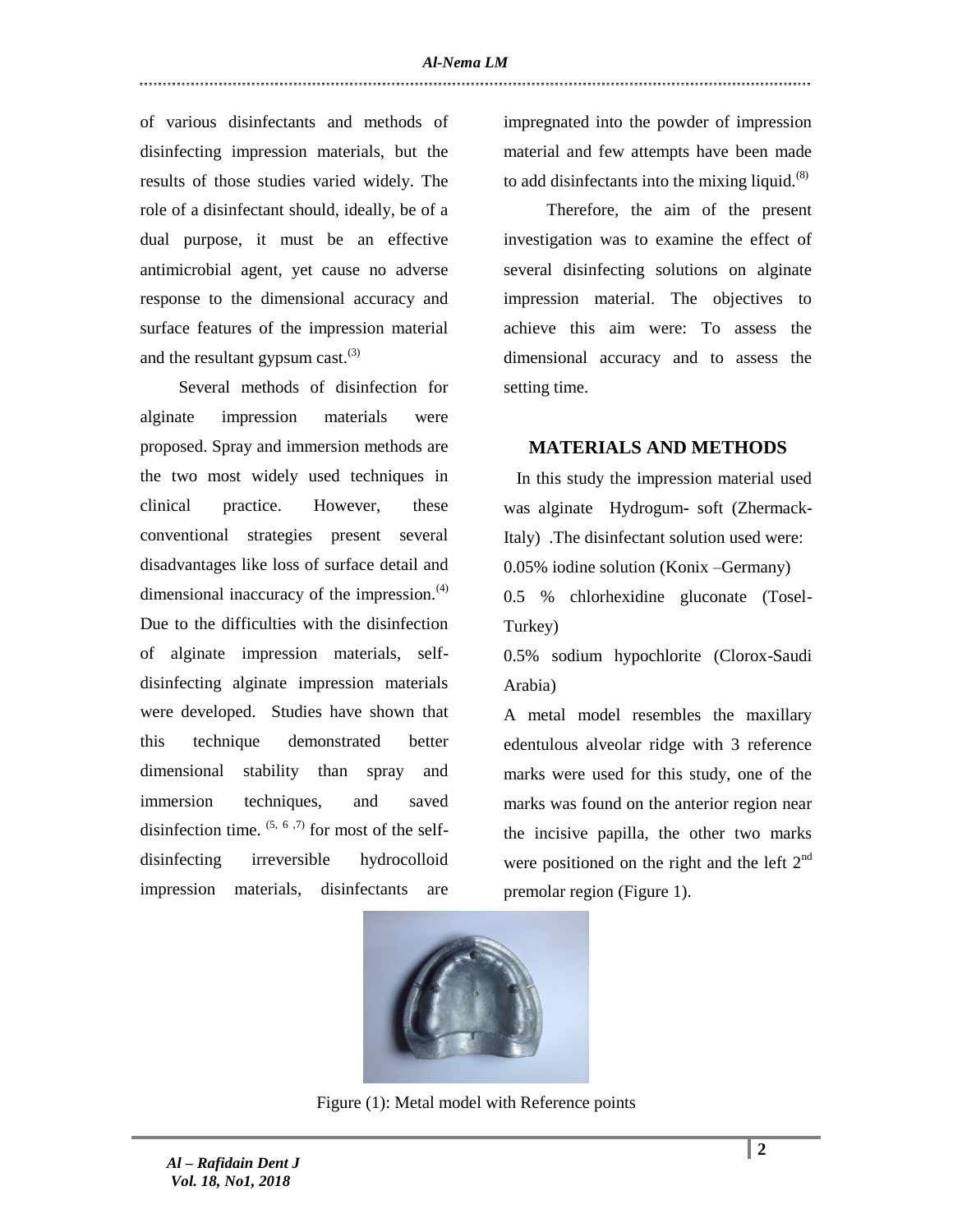of various disinfectants and methods of disinfecting impression materials, but the results of those studies varied widely. The role of a disinfectant should, ideally, be of a dual purpose, it must be an effective antimicrobial agent, yet cause no adverse response to the dimensional accuracy and surface features of the impression material and the resultant gypsum cast.[3]

Several methods of disinfection for alginate impression materials were proposed. Spray and immersion methods are the two most widely used techniques in clinical practice. However, these conventional strategies present several disadvantages like loss of surface detail and dimensional inaccuracy of the impression.[4] Due to the difficulties with the disinfection of alginate impression materials, self-disinfecting alginate impression materials were developed. Studies have shown that this technique demonstrated better dimensional stability than spray and immersion techniques, and saved disinfection time. [5, 6 ,7] for most of the self-disinfecting irreversible hydrocolloid impression materials, disinfectants are impregnated into the powder of impression material and few attempts have been made to add disinfectants into the mixing liquid.[8]

Therefore, the aim of the present investigation was to examine the effect of several disinfecting solutions on alginate impression material. The objectives to achieve this aim were: To assess the dimensional accuracy and to assess the setting time.

## MATERIALS AND METHODS

In this study the impression material used was alginate Hydrogum- soft (Zhermack-Italy) .The disinfectant solution used were:

0.05% iodine solution (Konix –Germany)

0.5 % chlorhexidine gluconate (Tosel-Turkey)

0.5% sodium hypochlorite (Clorox-Saudi Arabia)

A metal model resembles the maxillary edentulous alveolar ridge with 3 reference marks were used for this study, one of the marks was found on the anterior region near the incisive papilla, the other two marks were positioned on the right and the left 2nd premolar region (Figure 1).

Figure (1): Metal model with Reference points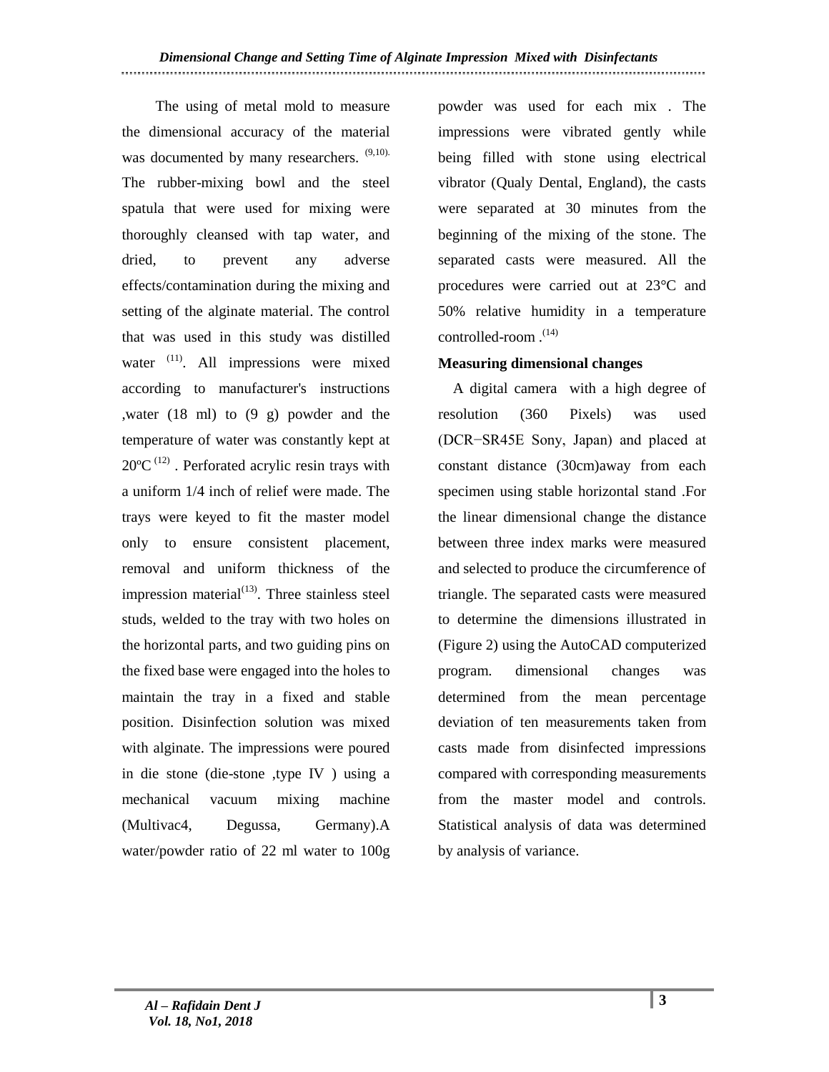The using of metal mold to measure the dimensional accuracy of the material was documented by many researchers. [9,10]. The rubber-mixing bowl and the steel spatula that were used for mixing were thoroughly cleansed with tap water, and dried, to prevent any adverse effects/contamination during the mixing and setting of the alginate material. The control that was used in this study was distilled water [11]. All impressions were mixed according to manufacturer's instructions ,water (18 ml) to (9 g) powder and the temperature of water was constantly kept at 20ºC [12] . Perforated acrylic resin trays with a uniform 1/4 inch of relief were made. The trays were keyed to fit the master model only to ensure consistent placement, removal and uniform thickness of the impression material[13]. Three stainless steel studs, welded to the tray with two holes on the horizontal parts, and two guiding pins on the fixed base were engaged into the holes to maintain the tray in a fixed and stable position. Disinfection solution was mixed with alginate. The impressions were poured in die stone (die-stone ,type IV ) using a mechanical vacuum mixing machine (Multivac4, Degussa, Germany).A water/powder ratio of 22 ml water to 100g powder was used for each mix . The impressions were vibrated gently while being filled with stone using electrical vibrator (Qualy Dental, England), the casts were separated at 30 minutes from the beginning of the mixing of the stone. The separated casts were measured. All the procedures were carried out at 23°C and 50% relative humidity in a temperature controlled-room .[14]

**Measuring dimensional changes**

A digital camera with a high degree of resolution (360 Pixels) was used (DCR−SR45E Sony, Japan) and placed at constant distance (30cm)away from each specimen using stable horizontal stand .For the linear dimensional change the distance between three index marks were measured and selected to produce the circumference of triangle. The separated casts were measured to determine the dimensions illustrated in (Figure 2) using the AutoCAD computerized program. dimensional changes was determined from the mean percentage deviation of ten measurements taken from casts made from disinfected impressions compared with corresponding measurements from the master model and controls. Statistical analysis of data was determined by analysis of variance.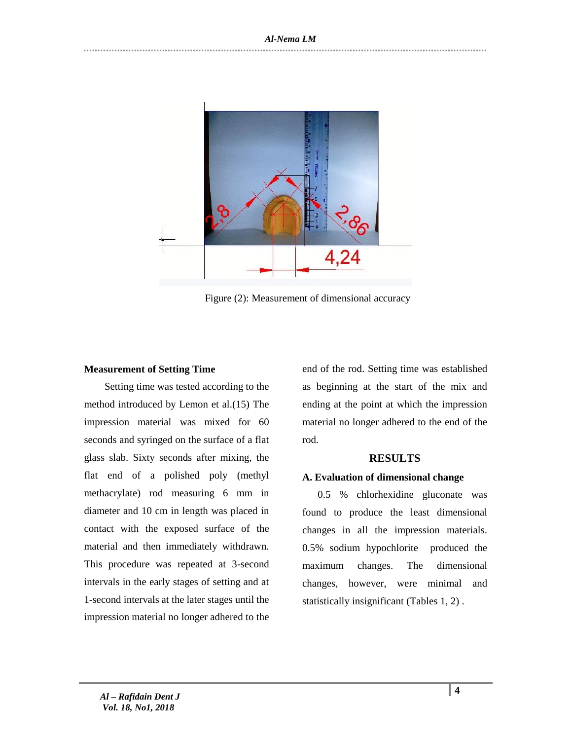Figure (2): Measurement of dimensional accuracy

**Measurement of Setting Time**

Setting time was tested according to the method introduced by Lemon et al.(15) The impression material was mixed for 60 seconds and syringed on the surface of a flat glass slab. Sixty seconds after mixing, the flat end of a polished poly (methyl methacrylate) rod measuring 6 mm in diameter and 10 cm in length was placed in contact with the exposed surface of the material and then immediately withdrawn. This procedure was repeated at 3-second intervals in the early stages of setting and at 1-second intervals at the later stages until the impression material no longer adhered to the end of the rod. Setting time was established as beginning at the start of the mix and ending at the point at which the impression material no longer adhered to the end of the rod.

## RESULTS

**A. Evaluation of dimensional change**

0.5 % chlorhexidine gluconate was found to produce the least dimensional changes in all the impression materials. 0.5% sodium hypochlorite produced the maximum changes. The dimensional changes, however, were minimal and statistically insignificant (Tables 1, 2) .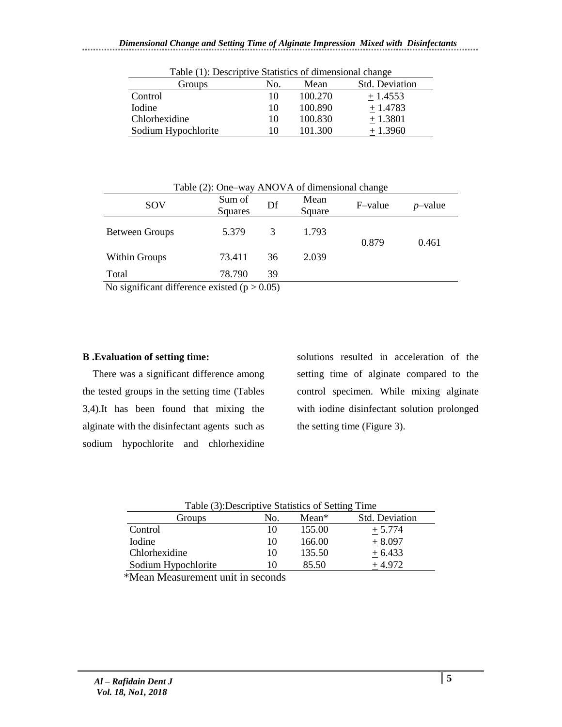Table (1): Descriptive Statistics of dimensional change

| Groups | No. | Mean | Std. Deviation |
|---|---|---|---|
| Control | 10 | 100.270 | ± 1.4553 |
| Iodine | 10 | 100.890 | ± 1.4783 |
| Chlorhexidine | 10 | 100.830 | ± 1.3801 |
| Sodium Hypochlorite | 10 | 101.300 | ± 1.3960 |

Table (2): One–way ANOVA of dimensional change

| SOV | Sum of Squares | Df | Mean Square | F–value | *p*–value |
|---|---|---|---|---|---|
| Between Groups | 5.379 | 3 | 1.793 | 0.879 | 0.461 |
| Within Groups | 73.411 | 36 | 2.039 | | |
| Total | 78.790 | 39 | | | |

No significant difference existed ($p > 0.05$)

**B .Evaluation of setting time:**

There was a significant difference among the tested groups in the setting time (Tables 3,4).It has been found that mixing the alginate with the disinfectant agents such as sodium hypochlorite and chlorhexidine solutions resulted in acceleration of the setting time of alginate compared to the control specimen. While mixing alginate with iodine disinfectant solution prolonged the setting time (Figure 3).

Table (3):Descriptive Statistics of Setting Time

| Groups | No. | Mean* | Std. Deviation |
|---|---|---|---|
| Control | 10 | 155.00 | ± 5.774 |
| Iodine | 10 | 166.00 | ± 8.097 |
| Chlorhexidine | 10 | 135.50 | ± 6.433 |
| Sodium Hypochlorite | 10 | 85.50 | ± 4.972 |

*Mean Measurement unit in seconds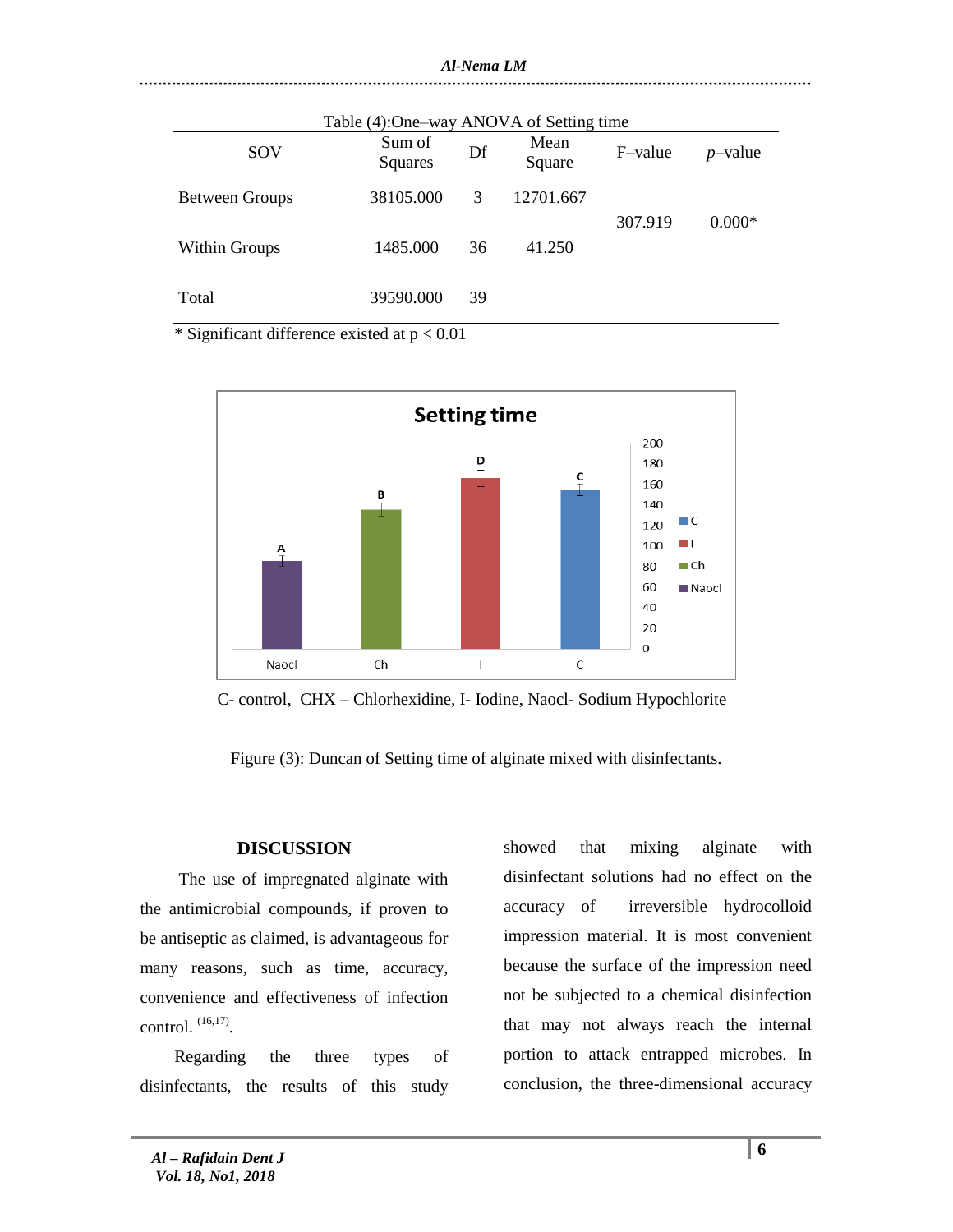Table (4):One–way ANOVA of Setting time

| SOV | Sum of Squares | Df | Mean Square | F–value | *p*–value |
|---|---|---|---|---|---|
| Between Groups | 38105.000 | 3 | 12701.667 | 307.919 | 0.000* |
| Within Groups | 1485.000 | 36 | 41.250 | | |
| Total | 39590.000 | 39 | | | |

\* Significant difference existed at $p < 0.01$

C- control, CHX – Chlorhexidine, I- Iodine, Naocl- Sodium Hypochlorite

Figure (3): Duncan of Setting time of alginate mixed with disinfectants.

## DISCUSSION

The use of impregnated alginate with the antimicrobial compounds, if proven to be antiseptic as claimed, is advantageous for many reasons, such as time, accuracy, convenience and effectiveness of infection control. [16,17].

Regarding the three types of disinfectants, the results of this study showed that mixing alginate with disinfectant solutions had no effect on the accuracy of irreversible hydrocolloid impression material. It is most convenient because the surface of the impression need not be subjected to a chemical disinfection that may not always reach the internal portion to attack entrapped microbes. In conclusion, the three-dimensional accuracy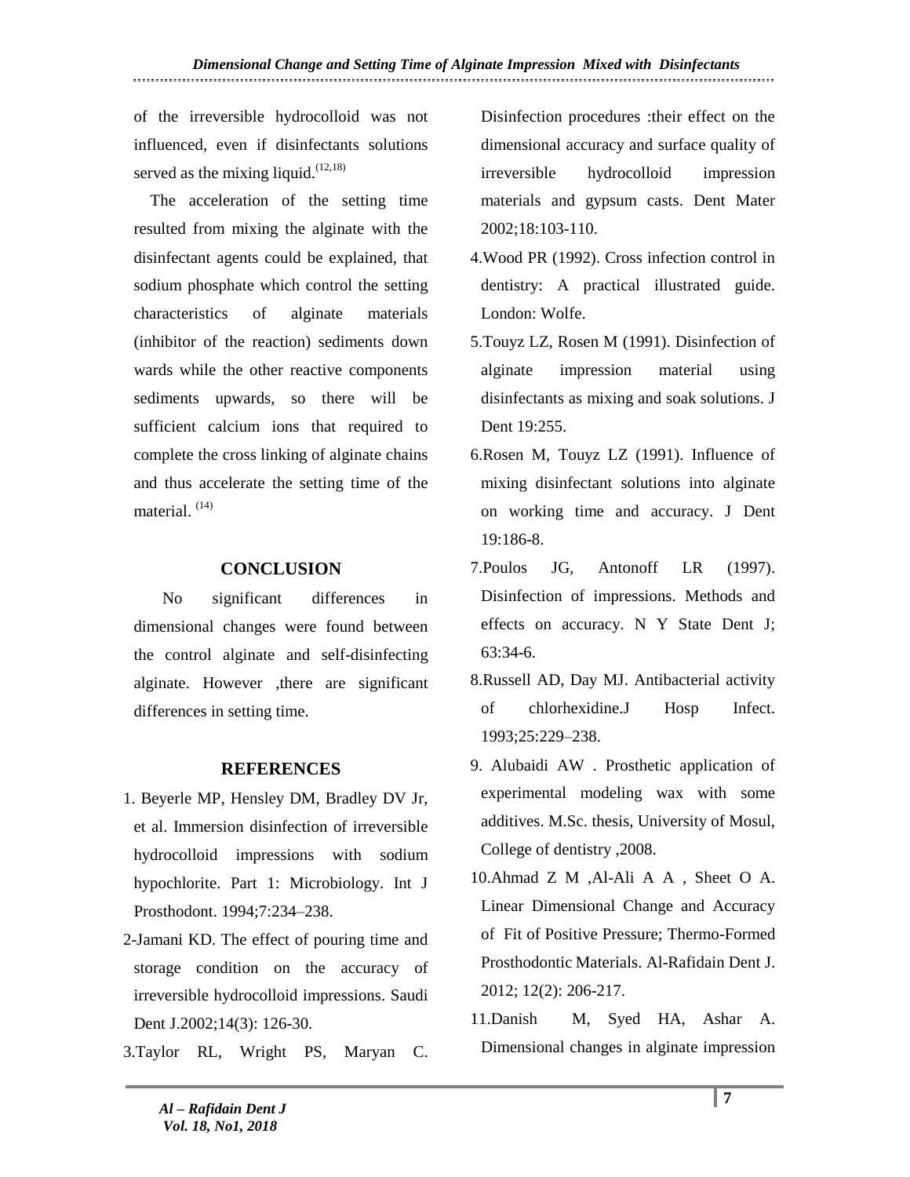of the irreversible hydrocolloid was not influenced, even if disinfectants solutions served as the mixing liquid.[12,18]

The acceleration of the setting time resulted from mixing the alginate with the disinfectant agents could be explained, that sodium phosphate which control the setting characteristics of alginate materials (inhibitor of the reaction) sediments down wards while the other reactive components sediments upwards, so there will be sufficient calcium ions that required to complete the cross linking of alginate chains and thus accelerate the setting time of the material. [14]

## CONCLUSION

No significant differences in dimensional changes were found between the control alginate and self-disinfecting alginate. However ,there are significant differences in setting time.

## REFERENCES

1. Beyerle MP, Hensley DM, Bradley DV Jr, et al. Immersion disinfection of irreversible hydrocolloid impressions with sodium hypochlorite. Part 1: Microbiology. Int J Prosthodont. 1994;7:234–238.
2-Jamani KD. The effect of pouring time and storage condition on the accuracy of irreversible hydrocolloid impressions. Saudi Dent J.2002;14(3): 126-30.
3.Taylor RL, Wright PS, Maryan C. Disinfection procedures :their effect on the dimensional accuracy and surface quality of irreversible hydrocolloid impression materials and gypsum casts. Dent Mater 2002;18:103-110.
4.Wood PR (1992). Cross infection control in dentistry: A practical illustrated guide. London: Wolfe.
5.Touyz LZ, Rosen M (1991). Disinfection of alginate impression material using disinfectants as mixing and soak solutions. J Dent 19:255.
6.Rosen M, Touyz LZ (1991). Influence of mixing disinfectant solutions into alginate on working time and accuracy. J Dent 19:186-8.
7.Poulos JG, Antonoff LR (1997). Disinfection of impressions. Methods and effects on accuracy. N Y State Dent J; 63:34-6.
8.Russell AD, Day MJ. Antibacterial activity of chlorhexidine.J Hosp Infect. 1993;25:229–238.
9. Alubaidi AW . Prosthetic application of experimental modeling wax with some additives. M.Sc. thesis, University of Mosul, College of dentistry ,2008.
10.Ahmad Z M ,Al-Ali A A , Sheet O A. Linear Dimensional Change and Accuracy of Fit of Positive Pressure; Thermo-Formed Prosthodontic Materials. Al-Rafidain Dent J. 2012; 12(2): 206-217.
11.Danish M, Syed HA, Ashar A. Dimensional changes in alginate impression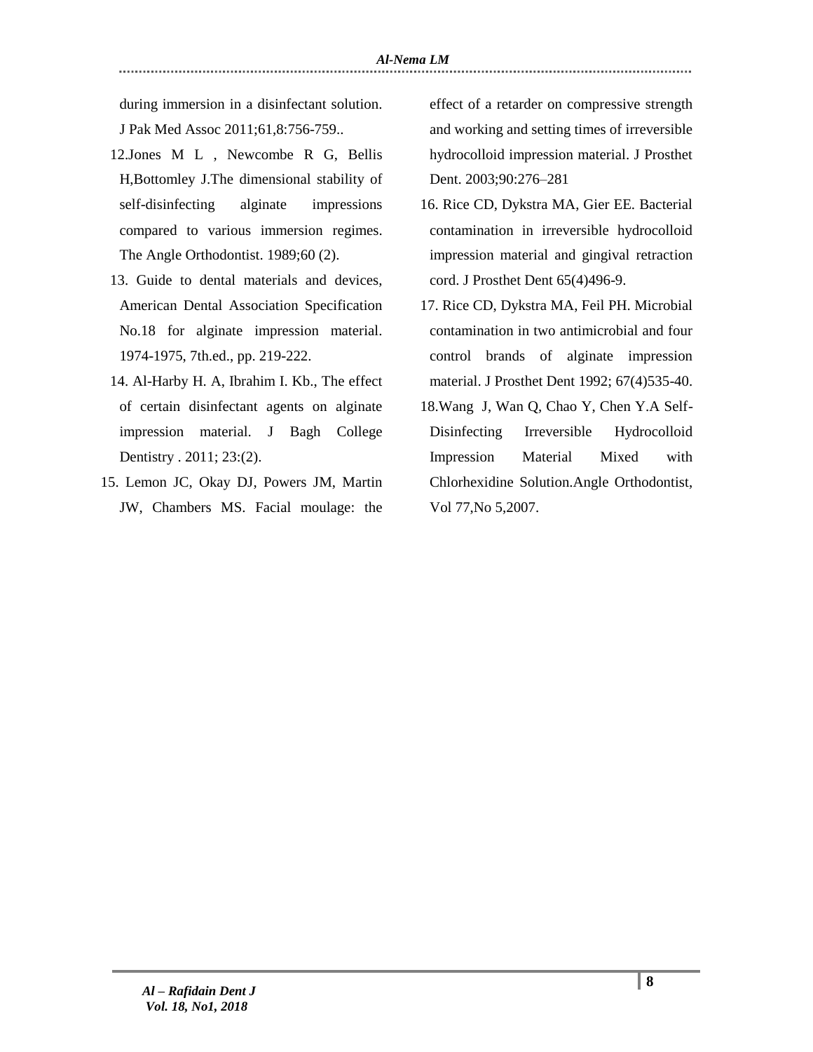during immersion in a disinfectant solution. J Pak Med Assoc 2011;61,8:756-759..

12. Jones M L , Newcombe R G, Bellis H,Bottomley J.The dimensional stability of self-disinfecting alginate impressions compared to various immersion regimes. The Angle Orthodontist. 1989;60 (2).

13. Guide to dental materials and devices, American Dental Association Specification No.18 for alginate impression material. 1974-1975, 7th.ed., pp. 219-222.

14. Al-Harby H. A, Ibrahim I. Kb., The effect of certain disinfectant agents on alginate impression material. J Bagh College Dentistry . 2011; 23:(2).

15. Lemon JC, Okay DJ, Powers JM, Martin JW, Chambers MS. Facial moulage: the effect of a retarder on compressive strength and working and setting times of irreversible hydrocolloid impression material. J Prosthet Dent. 2003;90:276–281

16. Rice CD, Dykstra MA, Gier EE. Bacterial contamination in irreversible hydrocolloid impression material and gingival retraction cord. J Prosthet Dent 65(4)496-9.

17. Rice CD, Dykstra MA, Feil PH. Microbial contamination in two antimicrobial and four control brands of alginate impression material. J Prosthet Dent 1992; 67(4)535-40.

18. Wang J, Wan Q, Chao Y, Chen Y.A Self-Disinfecting Irreversible Hydrocolloid Impression Material Mixed with Chlorhexidine Solution.Angle Orthodontist, Vol 77,No 5,2007.